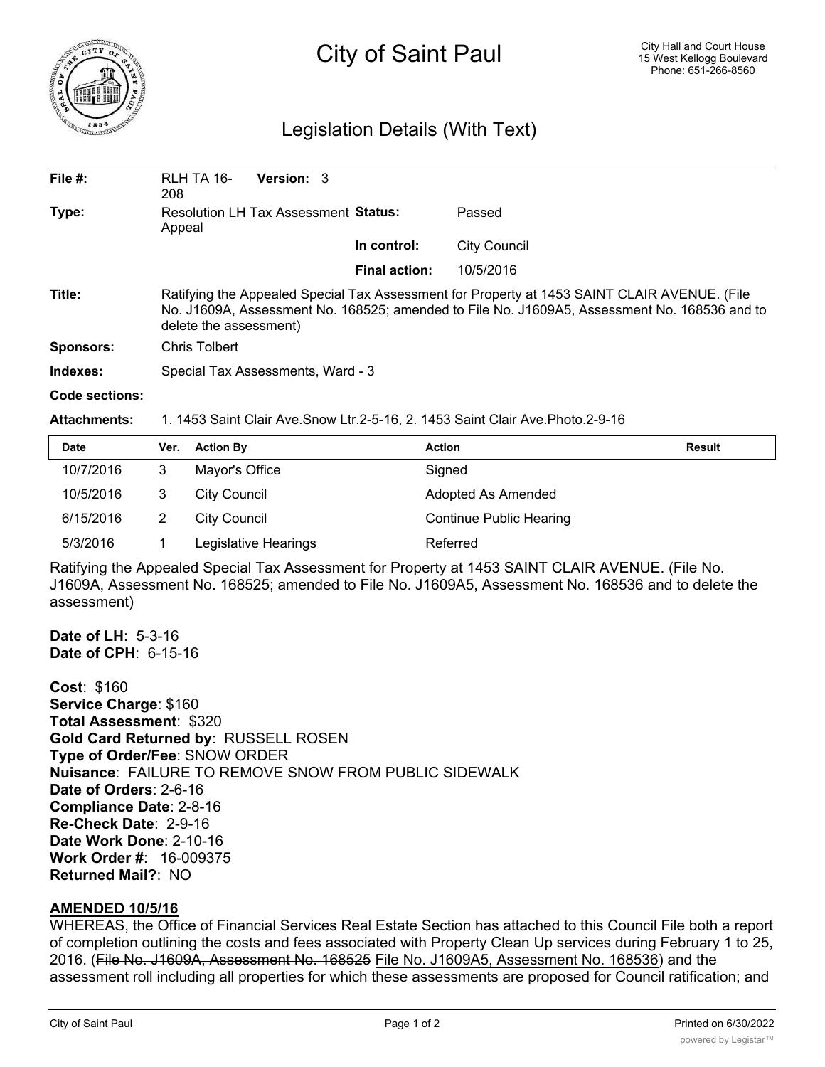# City of Saint Paul

City Hall and Court House
15 West Kellogg Boulevard
Phone: 651-266-8560

## Legislation Details (With Text)

| | | | |
|---|---|---|---|
| **File #:** | RLH TA 16-208 **Version:** 3 | | |
| **Type:** | Resolution LH Tax Assessment Appeal | **Status:** | Passed |
| | | **In control:** | City Council |
| | | **Final action:** | 10/5/2016 |

**Title:** Ratifying the Appealed Special Tax Assessment for Property at 1453 SAINT CLAIR AVENUE. (File No. J1609A, Assessment No. 168525; amended to File No. J1609A5, Assessment No. 168536 and to delete the assessment)

**Sponsors:** Chris Tolbert

**Indexes:** Special Tax Assessments, Ward - 3

**Code sections:**

**Attachments:** 1. 1453 Saint Clair Ave.Snow Ltr.2-5-16, 2. 1453 Saint Clair Ave.Photo.2-9-16

| Date | Ver. | Action By | Action | Result |
|---|---|---|---|---|
| 10/7/2016 | 3 | Mayor's Office | Signed | |
| 10/5/2016 | 3 | City Council | Adopted As Amended | |
| 6/15/2016 | 2 | City Council | Continue Public Hearing | |
| 5/3/2016 | 1 | Legislative Hearings | Referred | |

Ratifying the Appealed Special Tax Assessment for Property at 1453 SAINT CLAIR AVENUE. (File No. J1609A, Assessment No. 168525; amended to File No. J1609A5, Assessment No. 168536 and to delete the assessment)

**Date of LH**: 5-3-16
**Date of CPH**: 6-15-16

**Cost**: $160
**Service Charge**: $160
**Total Assessment**: $320
**Gold Card Returned by**: RUSSELL ROSEN
**Type of Order/Fee**: SNOW ORDER
**Nuisance**: FAILURE TO REMOVE SNOW FROM PUBLIC SIDEWALK
**Date of Orders**: 2-6-16
**Compliance Date**: 2-8-16
**Re-Check Date**: 2-9-16
**Date Work Done**: 2-10-16
**Work Order #**: 16-009375
**Returned Mail?**: NO

**AMENDED 10/5/16**

WHEREAS, the Office of Financial Services Real Estate Section has attached to this Council File both a report of completion outlining the costs and fees associated with Property Clean Up services during February 1 to 25, 2016. (~~File No. J1609A, Assessment No. 168525~~ File No. J1609A5, Assessment No. 168536) and the assessment roll including all properties for which these assessments are proposed for Council ratification; and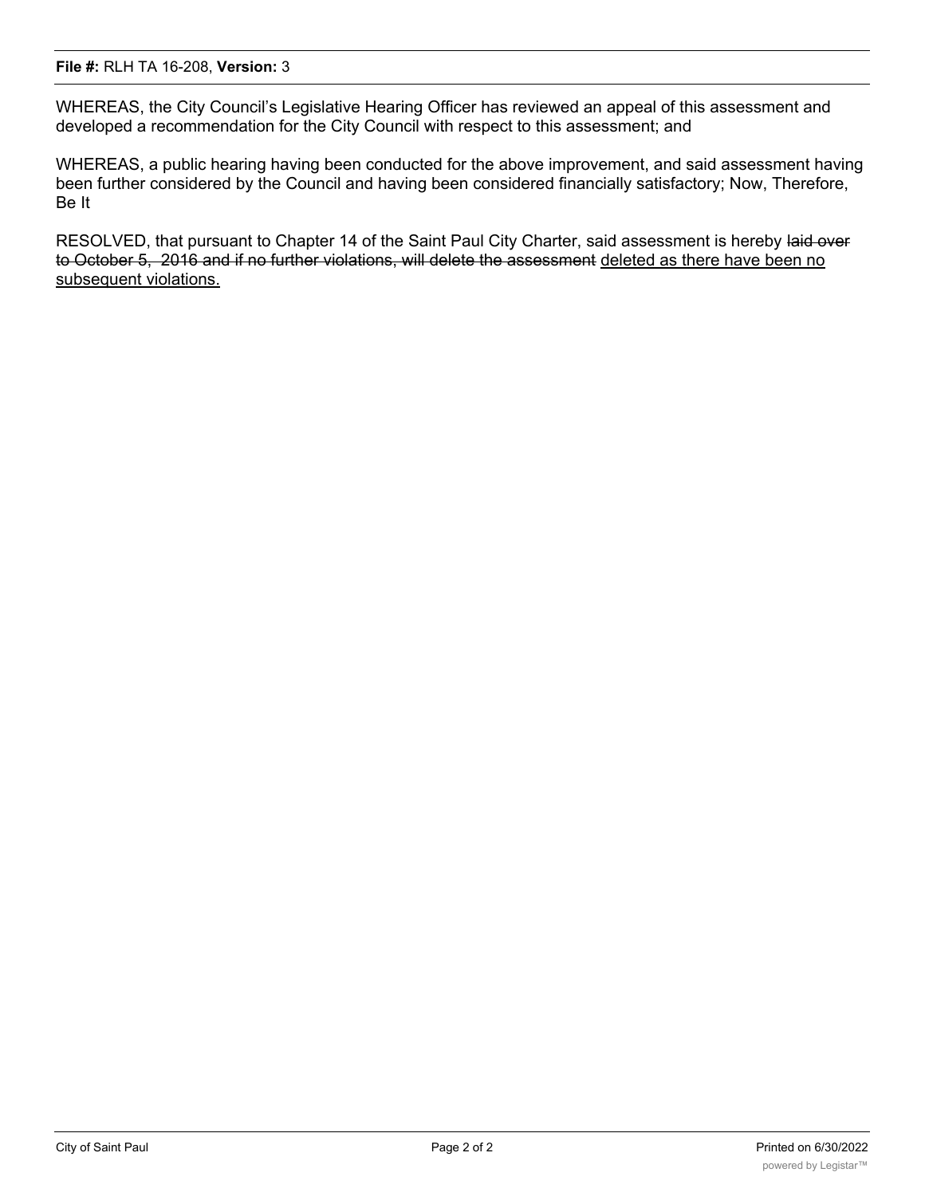WHEREAS, the City Council's Legislative Hearing Officer has reviewed an appeal of this assessment and developed a recommendation for the City Council with respect to this assessment; and

WHEREAS, a public hearing having been conducted for the above improvement, and said assessment having been further considered by the Council and having been considered financially satisfactory; Now, Therefore, Be It

RESOLVED, that pursuant to Chapter 14 of the Saint Paul City Charter, said assessment is hereby ~~laid over to October 5, 2016 and if no further violations, will delete the assessment~~ <u>deleted as there have been no subsequent violations.</u>